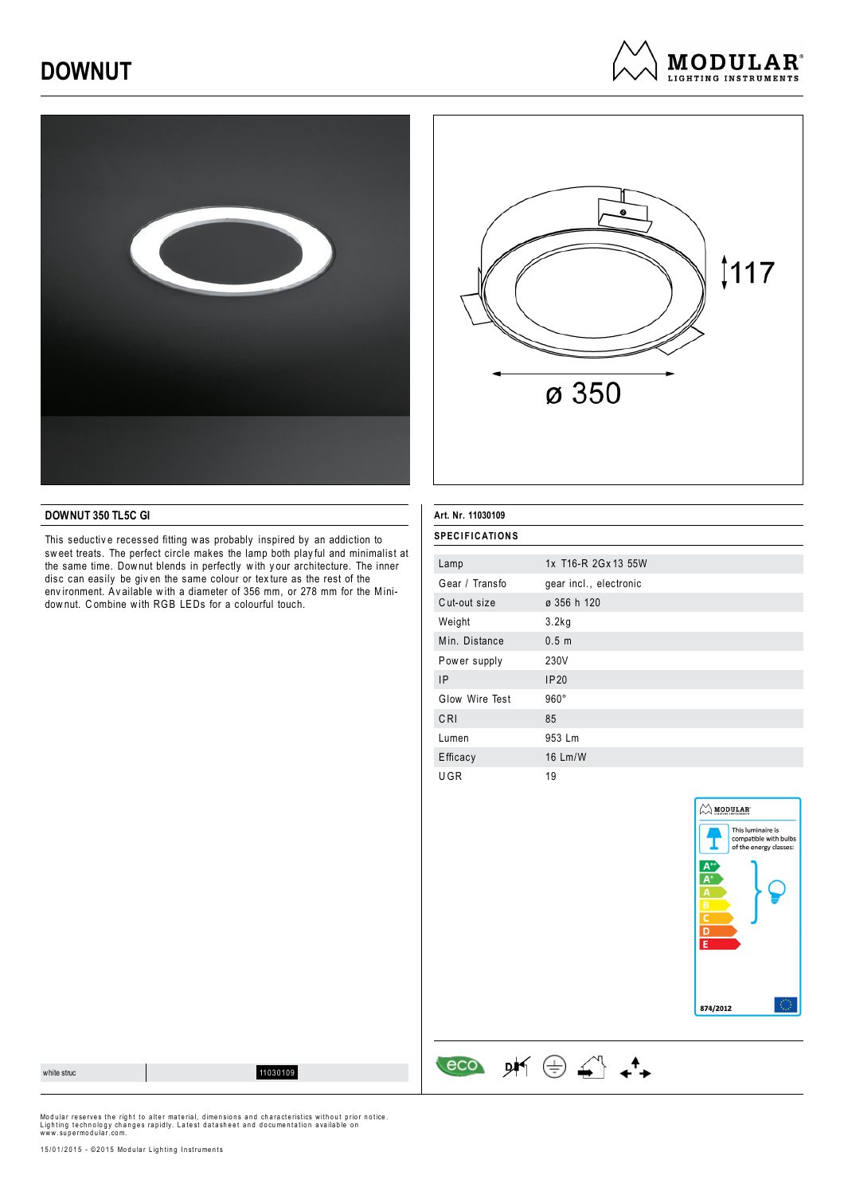# DOWNUT

MODULAR LIGHTING INSTRUMENTS

117

ø 350

## DOWNUT 350 TL5C GI

This seductive recessed fitting was probably inspired by an addiction to sweet treats. The perfect circle makes the lamp both playful and minimalist at the same time. Downut blends in perfectly with your architecture. The inner disc can easily be given the same colour or texture as the rest of the environment. Available with a diameter of 356 mm, or 278 mm for the Mini-downut. Combine with RGB LEDs for a colourful touch.

**Art. Nr. 11030109**

**SPECIFICATIONS**

| | |
|---|---|
| Lamp | 1x T16-R 2Gx13 55W |
| Gear / Transfo | gear incl., electronic |
| Cut-out size | ø 356 h 120 |
| Weight | 3.2kg |
| Min. Distance | 0.5 m |
| Power supply | 230V |
| IP | IP20 |
| Glow Wire Test | 960° |
| CRI | 85 |
| Lumen | 953 Lm |
| Efficacy | 16 Lm/W |
| UGR | 19 |

MODULAR

This luminaire is compatible with bulbs of the energy classes:

A++ A+ A B C D E

874/2012

| white struc | 11030109 |
|---|---|

eco

Modular reserves the right to alter material, dimensions and characteristics without prior notice. Lighting technology changes rapidly. Latest datasheet and documentation available on www.supermodular.com.

15/01/2015 - ©2015 Modular Lighting Instruments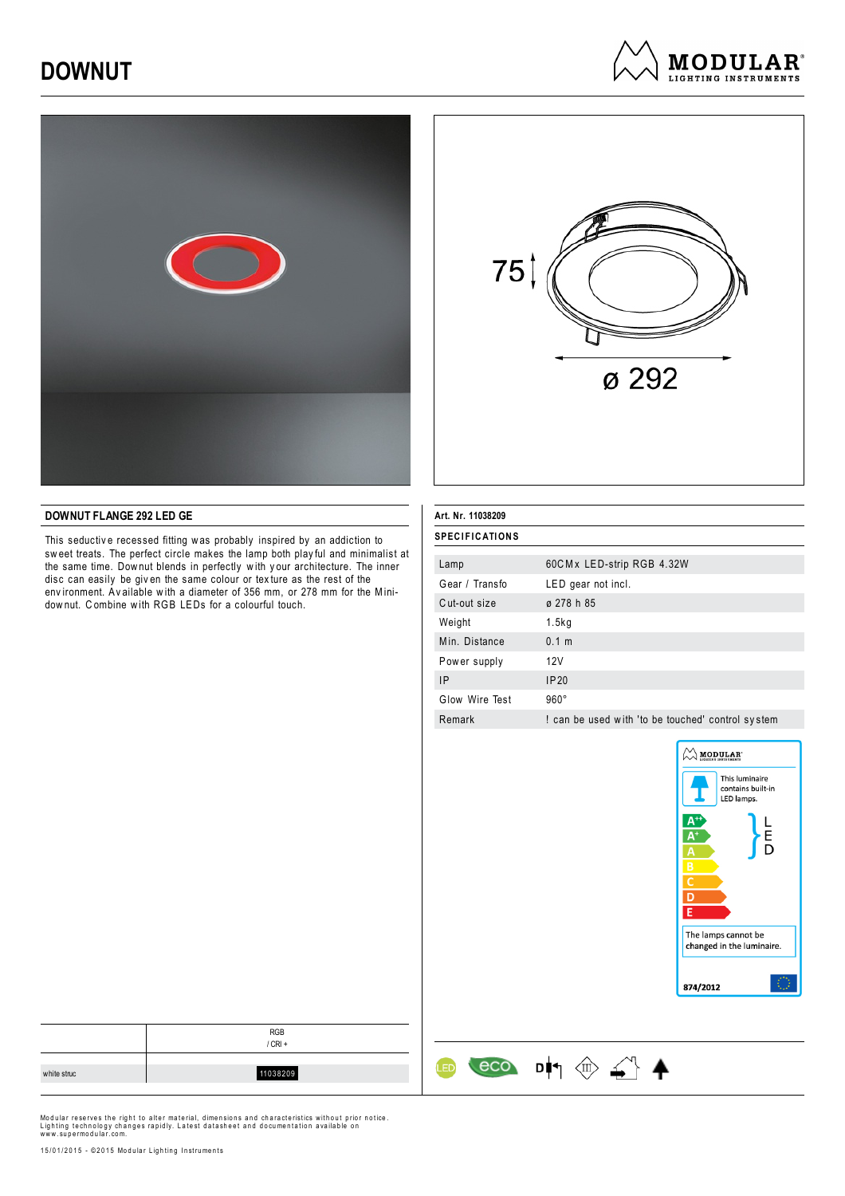# DOWNUT

75

ø 292

## DOWNUT FLANGE 292 LED GE

This seductive recessed fitting was probably inspired by an addiction to sweet treats. The perfect circle makes the lamp both playful and minimalist at the same time. Downut blends in perfectly with your architecture. The inner disc can easily be given the same colour or texture as the rest of the environment. Available with a diameter of 356 mm, or 278 mm for the Mini-downut. Combine with RGB LEDs for a colourful touch.

**Art. Nr. 11038209**

**SPECIFICATIONS**

| | |
|---|---|
| Lamp | 60CMx LED-strip RGB 4.32W |
| Gear / Transfo | LED gear not incl. |
| Cut-out size | ø 278 h 85 |
| Weight | 1.5kg |
| Min. Distance | 0.1 m |
| Power supply | 12V |
| IP | IP20 |
| Glow Wire Test | 960° |
| Remark | ! can be used with 'to be touched' control system |

This luminaire contains built-in LED lamps.

A++ A+ A B C D E — LED

The lamps cannot be changed in the luminaire.

874/2012

| | RGB / CRI + |
|---|---|
| white struc | 11038209 |

Modular reserves the right to alter material, dimensions and characteristics without prior notice. Lighting technology changes rapidly. Latest datasheet and documentation available on www.supermodular.com.

15/01/2015 - ©2015 Modular Lighting Instruments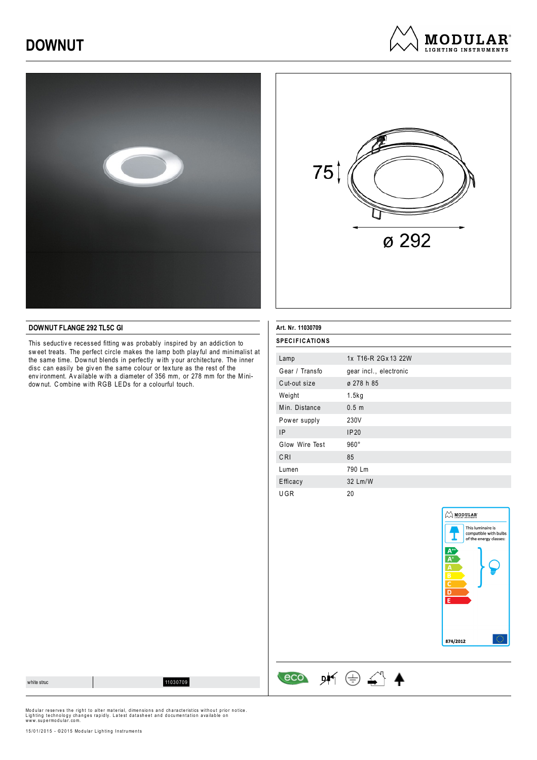# DOWNUT

MODULAR LIGHTING INSTRUMENTS

75

ø 292

## DOWNUT FLANGE 292 TL5C GI

This seductive recessed fitting was probably inspired by an addiction to sweet treats. The perfect circle makes the lamp both playful and minimalist at the same time. Downut blends in perfectly with your architecture. The inner disc can easily be given the same colour or texture as the rest of the environment. Available with a diameter of 356 mm, or 278 mm for the Mini-downut. Combine with RGB LEDs for a colourful touch.

Art. Nr. 11030709

### SPECIFICATIONS

| | |
|---|---|
| Lamp | 1x T16-R 2Gx13 22W |
| Gear / Transfo | gear incl., electronic |
| Cut-out size | ø 278 h 85 |
| Weight | 1.5kg |
| Min. Distance | 0.5 m |
| Power supply | 230V |
| IP | IP20 |
| Glow Wire Test | 960° |
| CRI | 85 |
| Lumen | 790 Lm |
| Efficacy | 32 Lm/W |
| UGR | 20 |

MODULAR

This luminaire is compatible with bulbs of the energy classes:

A++
A+
A
B
C
D
E

874/2012

| | |
|---|---|
| white struc | 11030709 |

eco

Modular reserves the right to alter material, dimensions and characteristics without prior notice. Lighting technology changes rapidly. Latest datasheet and documentation available on www.supermodular.com.

15/01/2015 - ©2015 Modular Lighting Instruments